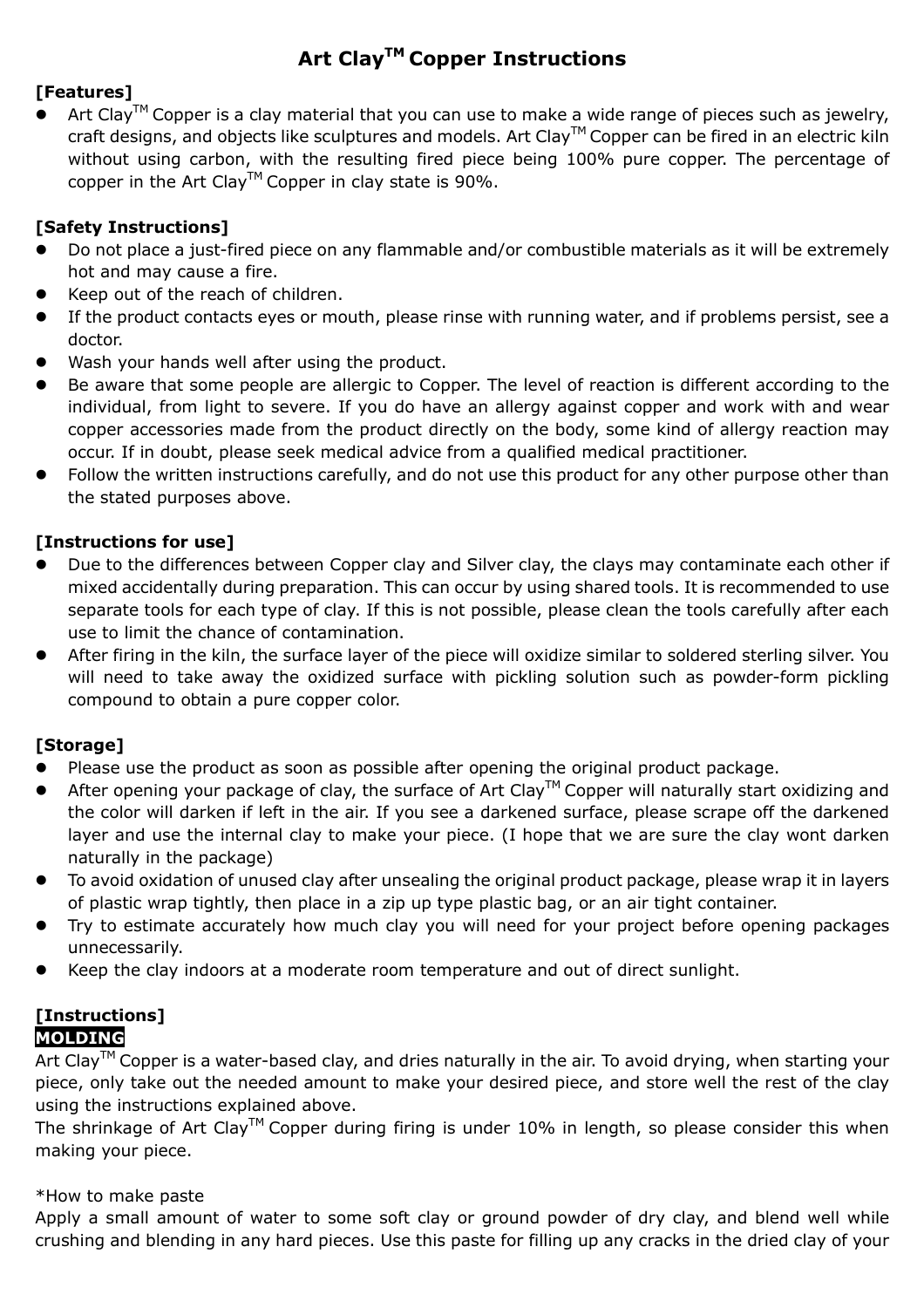# Art Clay™ Copper Instructions

**[Features]**

- Art Clay™ Copper is a clay material that you can use to make a wide range of pieces such as jewelry, craft designs, and objects like sculptures and models. Art Clay™ Copper can be fired in an electric kiln without using carbon, with the resulting fired piece being 100% pure copper. The percentage of copper in the Art Clay™ Copper in clay state is 90%.

**[Safety Instructions]**

- Do not place a just-fired piece on any flammable and/or combustible materials as it will be extremely hot and may cause a fire.
- Keep out of the reach of children.
- If the product contacts eyes or mouth, please rinse with running water, and if problems persist, see a doctor.
- Wash your hands well after using the product.
- Be aware that some people are allergic to Copper. The level of reaction is different according to the individual, from light to severe. If you do have an allergy against copper and work with and wear copper accessories made from the product directly on the body, some kind of allergy reaction may occur. If in doubt, please seek medical advice from a qualified medical practitioner.
- Follow the written instructions carefully, and do not use this product for any other purpose other than the stated purposes above.

**[Instructions for use]**

- Due to the differences between Copper clay and Silver clay, the clays may contaminate each other if mixed accidentally during preparation. This can occur by using shared tools. It is recommended to use separate tools for each type of clay. If this is not possible, please clean the tools carefully after each use to limit the chance of contamination.
- After firing in the kiln, the surface layer of the piece will oxidize similar to soldered sterling silver. You will need to take away the oxidized surface with pickling solution such as powder-form pickling compound to obtain a pure copper color.

**[Storage]**

- Please use the product as soon as possible after opening the original product package.
- After opening your package of clay, the surface of Art Clay™ Copper will naturally start oxidizing and the color will darken if left in the air. If you see a darkened surface, please scrape off the darkened layer and use the internal clay to make your piece. (I hope that we are sure the clay wont darken naturally in the package)
- To avoid oxidation of unused clay after unsealing the original product package, please wrap it in layers of plastic wrap tightly, then place in a zip up type plastic bag, or an air tight container.
- Try to estimate accurately how much clay you will need for your project before opening packages unnecessarily.
- Keep the clay indoors at a moderate room temperature and out of direct sunlight.

**[Instructions]**

**MOLDING**

Art Clay™ Copper is a water-based clay, and dries naturally in the air. To avoid drying, when starting your piece, only take out the needed amount to make your desired piece, and store well the rest of the clay using the instructions explained above.

The shrinkage of Art Clay™ Copper during firing is under 10% in length, so please consider this when making your piece.

*How to make paste

Apply a small amount of water to some soft clay or ground powder of dry clay, and blend well while crushing and blending in any hard pieces. Use this paste for filling up any cracks in the dried clay of your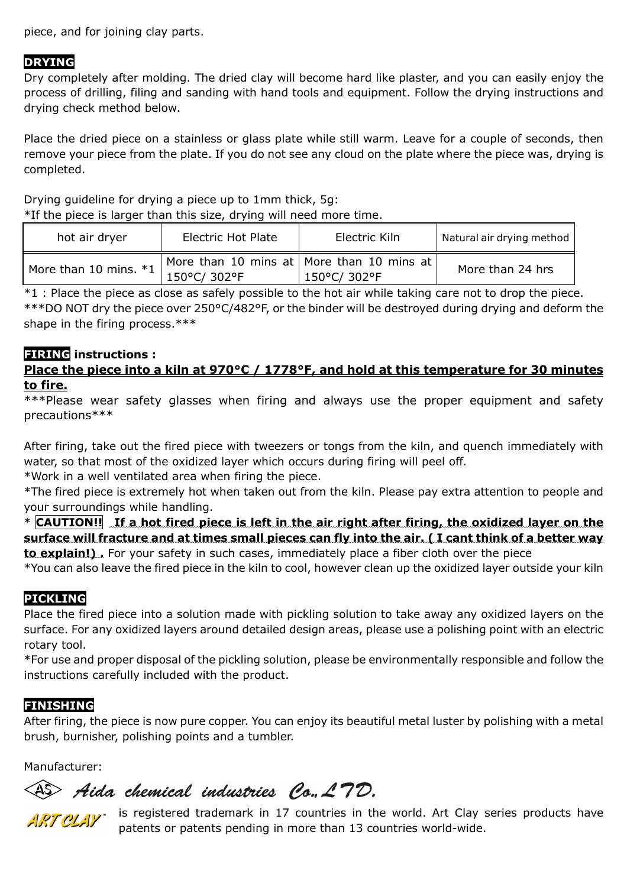piece, and for joining clay parts.

## DRYING

Dry completely after molding. The dried clay will become hard like plaster, and you can easily enjoy the process of drilling, filing and sanding with hand tools and equipment. Follow the drying instructions and drying check method below.

Place the dried piece on a stainless or glass plate while still warm. Leave for a couple of seconds, then remove your piece from the plate. If you do not see any cloud on the plate where the piece was, drying is completed.

Drying guideline for drying a piece up to 1mm thick, 5g:
*If the piece is larger than this size, drying will need more time.

| hot air dryer | Electric Hot Plate | Electric Kiln | Natural air drying method |
|---|---|---|---|
| More than 10 mins. *1 | More than 10 mins at 150°C/ 302°F | More than 10 mins at 150°C/ 302°F | More than 24 hrs |

*1 : Place the piece as close as safely possible to the hot air while taking care not to drop the piece.
***DO NOT dry the piece over 250°C/482°F, or the binder will be destroyed during drying and deform the shape in the firing process.***

## FIRING instructions :

**Place the piece into a kiln at 970°C / 1778°F, and hold at this temperature for 30 minutes to fire.**

***Please wear safety glasses when firing and always use the proper equipment and safety precautions***

After firing, take out the fired piece with tweezers or tongs from the kiln, and quench immediately with water, so that most of the oxidized layer which occurs during firing will peel off.
*Work in a well ventilated area when firing the piece.
*The fired piece is extremely hot when taken out from the kiln. Please pay extra attention to people and your surroundings while handling.
* **CAUTION!!** **If a hot fired piece is left in the air right after firing, the oxidized layer on the surface will fracture and at times small pieces can fly into the air. ( I cant think of a better way to explain!) .** For your safety in such cases, immediately place a fiber cloth over the piece
*You can also leave the fired piece in the kiln to cool, however clean up the oxidized layer outside your kiln

## PICKLING

Place the fired piece into a solution made with pickling solution to take away any oxidized layers on the surface. For any oxidized layers around detailed design areas, please use a polishing point with an electric rotary tool.
*For use and proper disposal of the pickling solution, please be environmentally responsible and follow the instructions carefully included with the product.

## FINISHING

After firing, the piece is now pure copper. You can enjoy its beautiful metal luster by polishing with a metal brush, burnisher, polishing points and a tumbler.

Manufacturer:

AS *Aida chemical industries Co.,LTD.*

ART CLAY™ is registered trademark in 17 countries in the world. Art Clay series products have patents or patents pending in more than 13 countries world-wide.